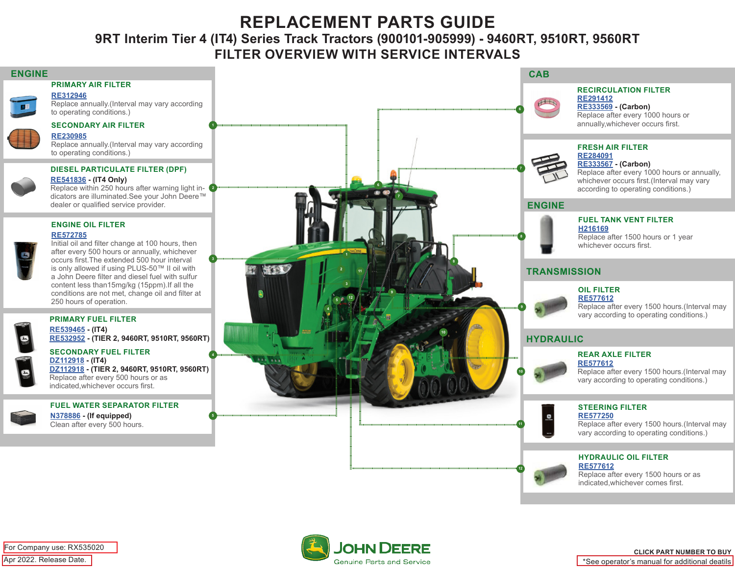# REPLACEMENT PARTS GUIDE

## 9RT Interim Tier 4 (IT4) Series Track Tractors (900101-905999) - 9460RT, 9510RT, 9560RT

## FILTER OVERVIEW WITH SERVICE INTERVALS

### ENGINE

**PRIMARY AIR FILTER**
RE312946
Replace annually.(Interval may vary according to operating conditions.)

**SECONDARY AIR FILTER**
RE230985
Replace annually.(Interval may vary according to operating conditions.)

**DIESEL PARTICULATE FILTER (DPF)**
RE541836 - **(IT4 Only)**
Replace within 250 hours after warning light indicators are illuminated.See your John Deere™ dealer or qualified service provider.

**ENGINE OIL FILTER**
RE572785
Initial oil and filter change at 100 hours, then after every 500 hours or annually, whichever occurs first.The extended 500 hour interval is only allowed if using PLUS-50™ II oil with a John Deere filter and diesel fuel with sulfur content less than15mg/kg (15ppm).If all the conditions are not met, change oil and filter at 250 hours of operation.

**PRIMARY FUEL FILTER**
RE539465 - **(IT4)**
RE532952 - **(TIER 2, 9460RT, 9510RT, 9560RT)**

**SECONDARY FUEL FILTER**
DZ112918 - **(IT4)**
DZ112918 - **(TIER 2, 9460RT, 9510RT, 9560RT)**
Replace after every 500 hours or as indicated,whichever occurs first.

**FUEL WATER SEPARATOR FILTER**
N378886 - **(If equipped)**
Clean after every 500 hours.

### CAB

**RECIRCULATION FILTER**
RE291412
RE333569 - **(Carbon)**
Replace after every 1000 hours or annually,whichever occurs first.

**FRESH AIR FILTER**
RE284091
RE333567 - **(Carbon)**
Replace after every 1000 hours or annually, whichever occurs first.(Interval may vary according to operating conditions.)

### ENGINE

**FUEL TANK VENT FILTER**
H216169
Replace after 1500 hours or 1 year whichever occurs first.

### TRANSMISSION

**OIL FILTER**
RE577612
Replace after every 1500 hours.(Interval may vary according to operating conditions.)

### HYDRAULIC

**REAR AXLE FILTER**
RE577612
Replace after every 1500 hours.(Interval may vary according to operating conditions.)

**STEERING FILTER**
RE577250
Replace after every 1500 hours.(Interval may vary according to operating conditions.)

**HYDRAULIC OIL FILTER**
RE577612
Replace after every 1500 hours or as indicated,whichever comes first.

For Company use: RX535020
Apr 2022. Release Date.

JOHN DEERE
Genuine Parts and Service

CLICK PART NUMBER TO BUY
*See operator's manual for additional deatils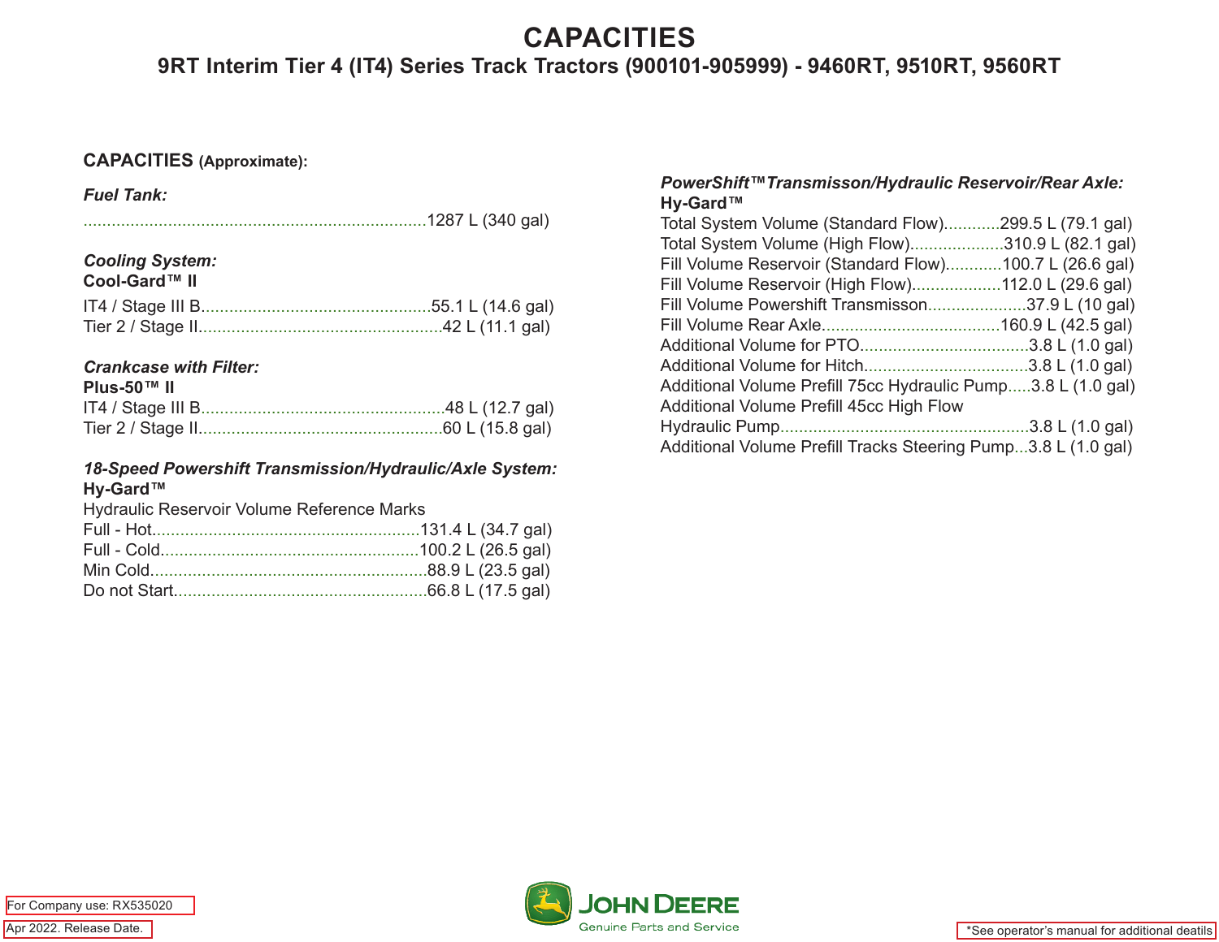# CAPACITIES

## 9RT Interim Tier 4 (IT4) Series Track Tractors (900101-905999) - 9460RT, 9510RT, 9560RT

**CAPACITIES** **(Approximate):**

***Fuel Tank:***

..........................................................................1287 L (340 gal)

***Cooling System:***

**Cool-Gard™ II**

IT4 / Stage III B.................................................55.1 L (14.6 gal)
Tier 2 / Stage II....................................................42 L (11.1 gal)

***Crankcase with Filter:***

**Plus-50™ II**

IT4 / Stage III B.....................................................48 L (12.7 gal)
Tier 2 / Stage II.....................................................60 L (15.8 gal)

***18-Speed Powershift Transmission/Hydraulic/Axle System:***

**Hy-Gard™**

Hydraulic Reservoir Volume Reference Marks
Full - Hot.........................................................131.4 L (34.7 gal)
Full - Cold.......................................................100.2 L (26.5 gal)
Min Cold...........................................................88.9 L (23.5 gal)
Do not Start......................................................66.8 L (17.5 gal)

***PowerShift™Transmisson/Hydraulic Reservoir/Rear Axle:***

**Hy-Gard™**

Total System Volume (Standard Flow)............299.5 L (79.1 gal)
Total System Volume (High Flow)...................310.9 L (82.1 gal)
Fill Volume Reservoir (Standard Flow)............100.7 L (26.6 gal)
Fill Volume Reservoir (High Flow)..................112.0 L (29.6 gal)
Fill Volume Powershift Transmisson.....................37.9 L (10 gal)
Fill Volume Rear Axle......................................160.9 L (42.5 gal)
Additional Volume for PTO....................................3.8 L (1.0 gal)
Additional Volume for Hitch...................................3.8 L (1.0 gal)
Additional Volume Prefill 75cc Hydraulic Pump.....3.8 L (1.0 gal)
Additional Volume Prefill 45cc High Flow
Hydraulic Pump....................................................3.8 L (1.0 gal)
Additional Volume Prefill Tracks Steering Pump...3.8 L (1.0 gal)

For Company use: RX535020

Apr 2022. Release Date.

JOHN DEERE
Genuine Parts and Service

*See operator's manual for additional deatils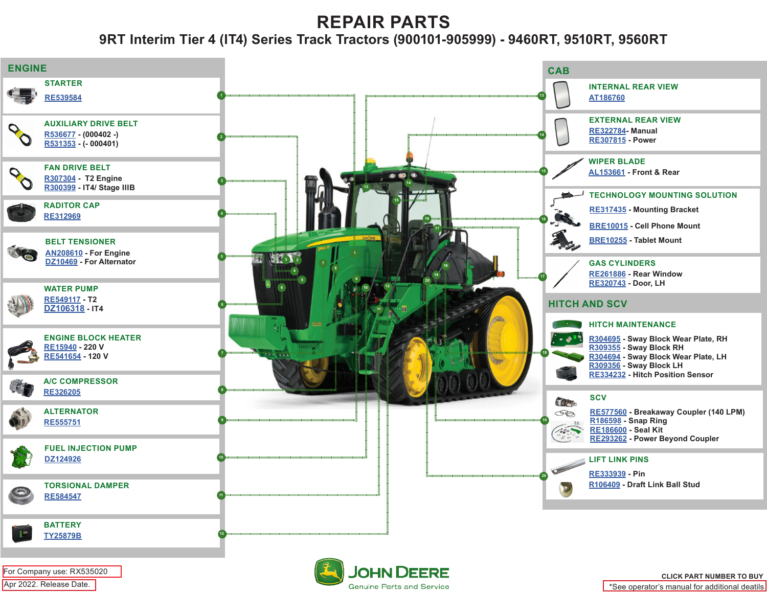# REPAIR PARTS

## 9RT Interim Tier 4 (IT4) Series Track Tractors (900101-905999) - 9460RT, 9510RT, 9560RT

## ENGINE

### STARTER
RE539584

### AUXILIARY DRIVE BELT
R536677 - (000402 -)
R531353 - (- 000401)

### FAN DRIVE BELT
R307304 - T2 Engine
R300399 - IT4/ Stage IIIB

### RADITOR CAP
RE312969

### BELT TENSIONER
AN208610 - For Engine
DZ10469 - For Alternator

### WATER PUMP
RE549117 - T2
DZ106318 - IT4

### ENGINE BLOCK HEATER
RE15940 - 220 V
RE541654 - 120 V

### A/C COMPRESSOR
RE326205

### ALTERNATOR
RE555751

### FUEL INJECTION PUMP
DZ124926

### TORSIONAL DAMPER
RE584547

### BATTERY
TY25879B

## CAB

### INTERNAL REAR VIEW
AT186760

### EXTERNAL REAR VIEW
RE322784- Manual
RE307815 - Power

### WIPER BLADE
AL153661 - Front & Rear

### TECHNOLOGY MOUNTING SOLUTION
RE317435 - Mounting Bracket
BRE10015 - Cell Phone Mount
BRE10255 - Tablet Mount

### GAS CYLINDERS
RE261886 - Rear Window
RE320743 - Door, LH

## HITCH AND SCV

### HITCH MAINTENANCE
R304695 - Sway Block Wear Plate, RH
R309355 - Sway Block RH
R304694 - Sway Block Wear Plate, LH
R309356 - Sway Block LH
RE334232 - Hitch Position Sensor

### SCV
RE577560 - Breakaway Coupler (140 LPM)
R186598 - Snap Ring
RE186600 - Seal Kit
RE293262 - Power Beyond Coupler

### LIFT LINK PINS
RE333939 - Pin
R106409 - Draft Link Ball Stud

For Company use: RX535020
Apr 2022. Release Date.

JOHN DEERE
Genuine Parts and Service

CLICK PART NUMBER TO BUY
*See operator's manual for additional deatils